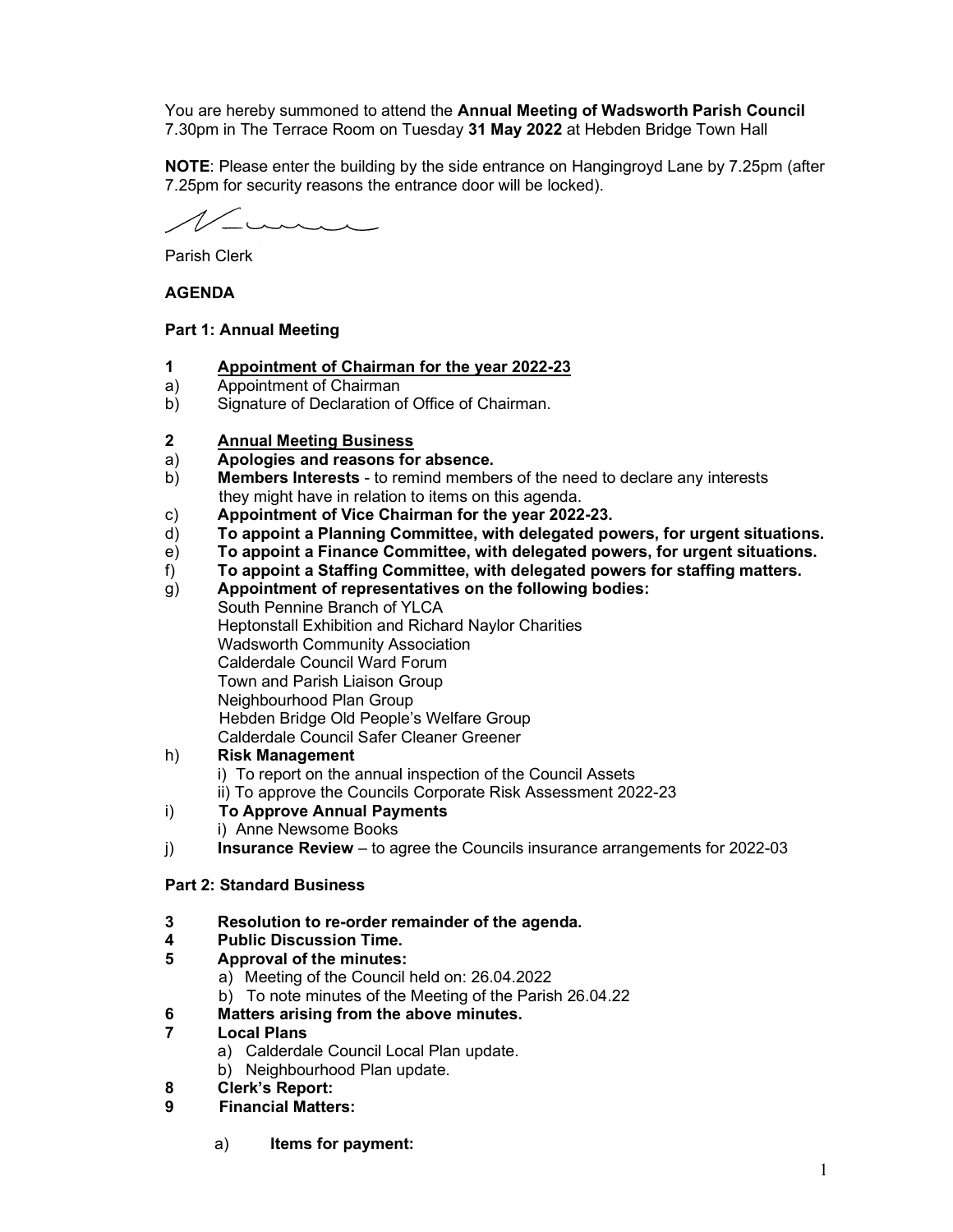You are hereby summoned to attend the **Annual Meeting of Wadsworth Parish Council** 7.30pm in The Terrace Room on Tuesday **31 May 2022** at Hebden Bridge Town Hall

**NOTE**: Please enter the building by the side entrance on Hangingroyd Lane by 7.25pm (after 7.25pm for security reasons the entrance door will be locked).

Parish Clerk

**AGENDA**

**Part 1: Annual Meeting**

**1 Appointment of Chairman for the year 2022-23**

a) Appointment of Chairman

b) Signature of Declaration of Office of Chairman.

**2 Annual Meeting Business**

a) **Apologies and reasons for absence.**

b) **Members Interests** - to remind members of the need to declare any interests they might have in relation to items on this agenda.

c) **Appointment of Vice Chairman for the year 2022-23.**

d) **To appoint a Planning Committee, with delegated powers, for urgent situations.**

e) **To appoint a Finance Committee, with delegated powers, for urgent situations.**

f) **To appoint a Staffing Committee, with delegated powers for staffing matters.**

g) **Appointment of representatives on the following bodies:**
   South Pennine Branch of YLCA
   Heptonstall Exhibition and Richard Naylor Charities
   Wadsworth Community Association
   Calderdale Council Ward Forum
   Town and Parish Liaison Group
   Neighbourhood Plan Group
   Hebden Bridge Old People's Welfare Group
   Calderdale Council Safer Cleaner Greener

h) **Risk Management**
   i) To report on the annual inspection of the Council Assets
   ii) To approve the Councils Corporate Risk Assessment 2022-23

i) **To Approve Annual Payments**
   i) Anne Newsome Books

j) **Insurance Review** – to agree the Councils insurance arrangements for 2022-03

**Part 2: Standard Business**

**3 Resolution to re-order remainder of the agenda.**

**4 Public Discussion Time.**

**5 Approval of the minutes:**
   a) Meeting of the Council held on: 26.04.2022
   b) To note minutes of the Meeting of the Parish 26.04.22

**6 Matters arising from the above minutes.**

**7 Local Plans**
   a) Calderdale Council Local Plan update.
   b) Neighbourhood Plan update.

**8 Clerk's Report:**

**9 Financial Matters:**

   a) **Items for payment:**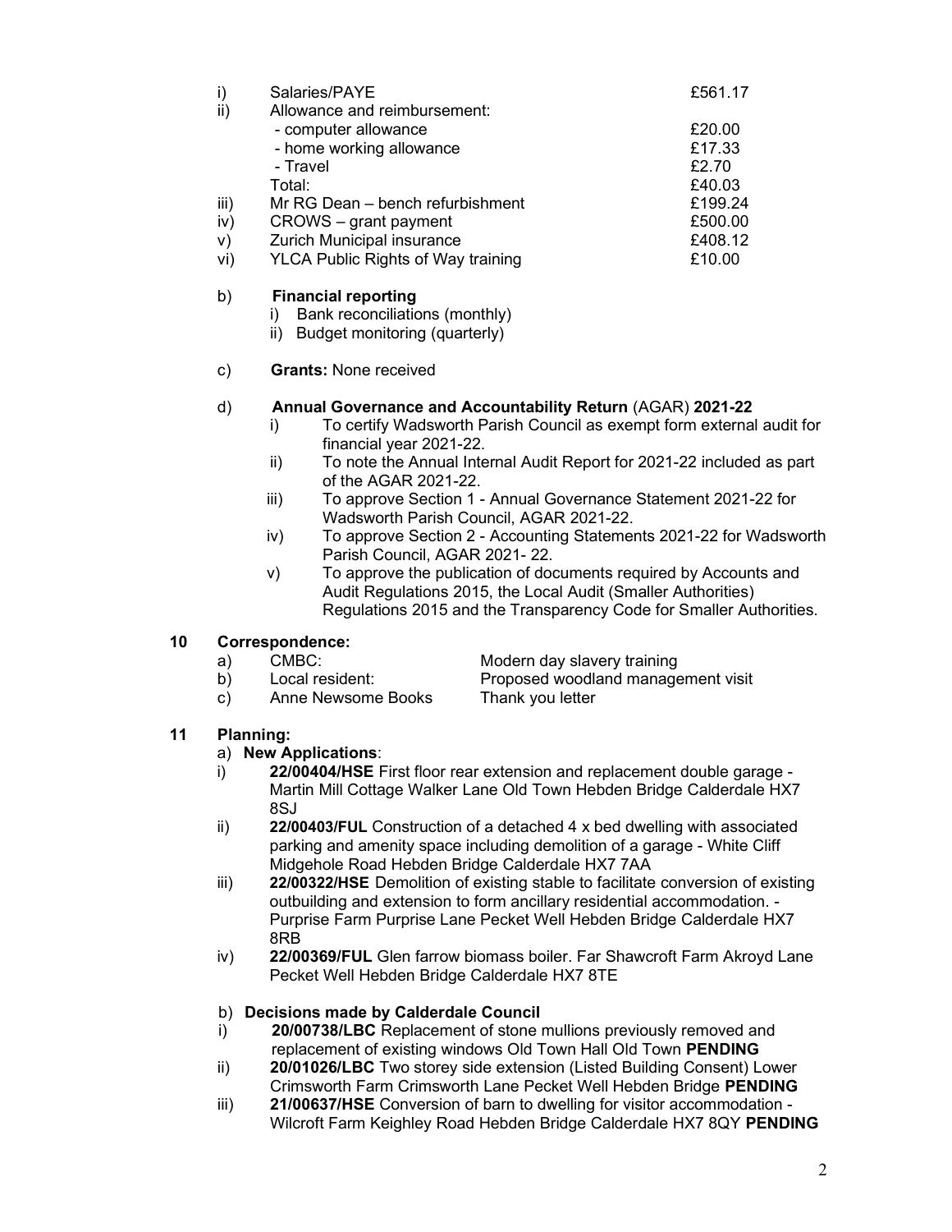i) Salaries/PAYE £561.17

ii) Allowance and reimbursement:

| | |
|---|---|
| - computer allowance | £20.00 |
| - home working allowance | £17.33 |
| - Travel | £2.70 |
| Total: | £40.03 |

| | | |
|---|---|---|
| iii) | Mr RG Dean – bench refurbishment | £199.24 |
| iv) | CROWS – grant payment | £500.00 |
| v) | Zurich Municipal insurance | £408.12 |
| vi) | YLCA Public Rights of Way training | £10.00 |

b) **Financial reporting**
   i) Bank reconciliations (monthly)
   ii) Budget monitoring (quarterly)

c) **Grants:** None received

d) **Annual Governance and Accountability Return** (AGAR) **2021-22**
   i) To certify Wadsworth Parish Council as exempt form external audit for financial year 2021-22.
   ii) To note the Annual Internal Audit Report for 2021-22 included as part of the AGAR 2021-22.
   iii) To approve Section 1 - Annual Governance Statement 2021-22 for Wadsworth Parish Council, AGAR 2021-22.
   iv) To approve Section 2 - Accounting Statements 2021-22 for Wadsworth Parish Council, AGAR 2021- 22.
   v) To approve the publication of documents required by Accounts and Audit Regulations 2015, the Local Audit (Smaller Authorities) Regulations 2015 and the Transparency Code for Smaller Authorities.

## 10 Correspondence:

| | | |
|---|---|---|
| a) | CMBC: | Modern day slavery training |
| b) | Local resident: | Proposed woodland management visit |
| c) | Anne Newsome Books | Thank you letter |

## 11 Planning:

a) **New Applications**:

i) **22/00404/HSE** First floor rear extension and replacement double garage - Martin Mill Cottage Walker Lane Old Town Hebden Bridge Calderdale HX7 8SJ

ii) **22/00403/FUL** Construction of a detached 4 x bed dwelling with associated parking and amenity space including demolition of a garage - White Cliff Midgehole Road Hebden Bridge Calderdale HX7 7AA

iii) **22/00322/HSE** Demolition of existing stable to facilitate conversion of existing outbuilding and extension to form ancillary residential accommodation. - Purprise Farm Purprise Lane Pecket Well Hebden Bridge Calderdale HX7 8RB

iv) **22/00369/FUL** Glen farrow biomass boiler. Far Shawcroft Farm Akroyd Lane Pecket Well Hebden Bridge Calderdale HX7 8TE

b) **Decisions made by Calderdale Council**

i) **20/00738/LBC** Replacement of stone mullions previously removed and replacement of existing windows Old Town Hall Old Town **PENDING**

ii) **20/01026/LBC** Two storey side extension (Listed Building Consent) Lower Crimsworth Farm Crimsworth Lane Pecket Well Hebden Bridge **PENDING**

iii) **21/00637/HSE** Conversion of barn to dwelling for visitor accommodation - Wilcroft Farm Keighley Road Hebden Bridge Calderdale HX7 8QY **PENDING**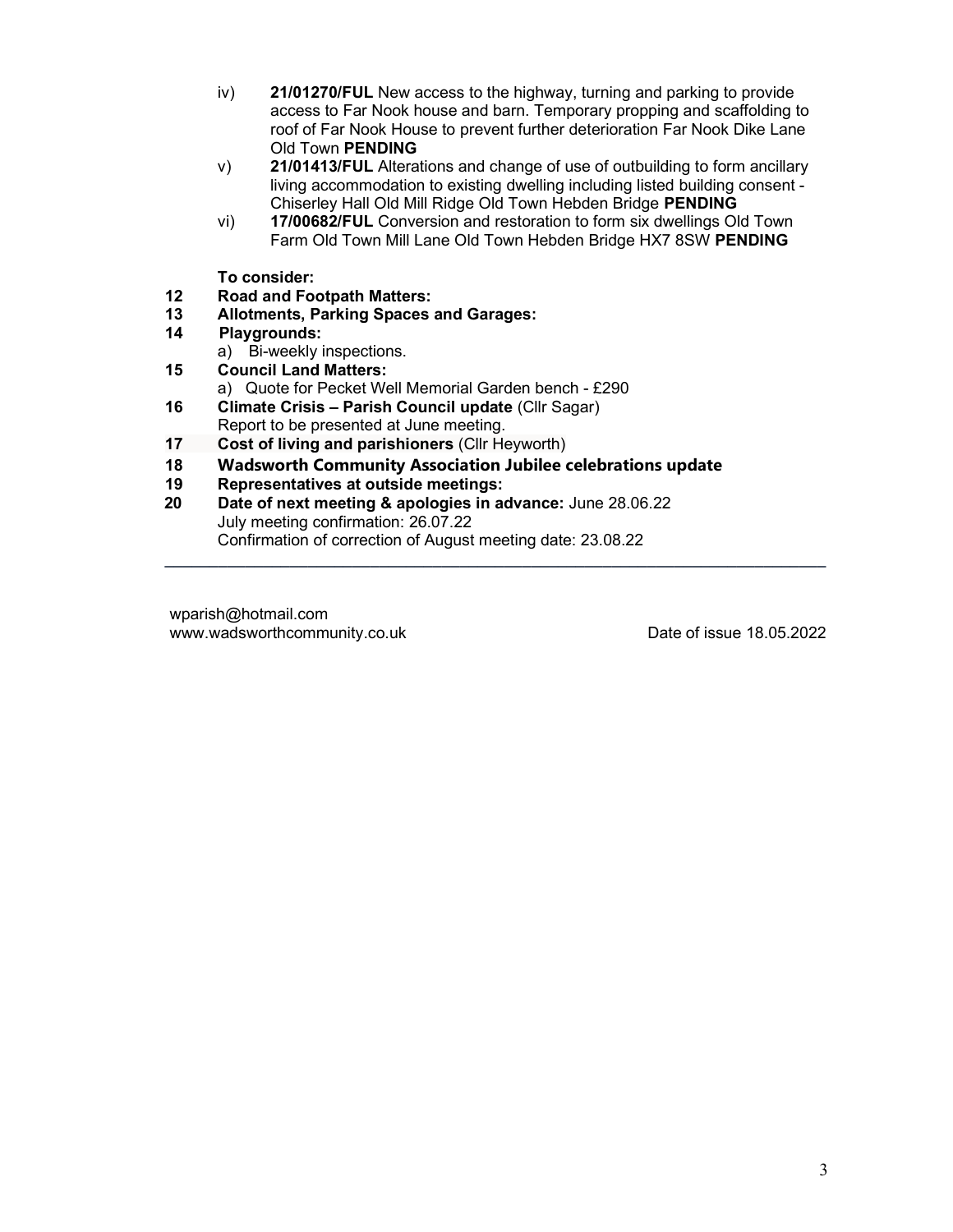iv) **21/01270/FUL** New access to the highway, turning and parking to provide access to Far Nook house and barn. Temporary propping and scaffolding to roof of Far Nook House to prevent further deterioration Far Nook Dike Lane Old Town **PENDING**

v) **21/01413/FUL** Alterations and change of use of outbuilding to form ancillary living accommodation to existing dwelling including listed building consent - Chiserley Hall Old Mill Ridge Old Town Hebden Bridge **PENDING**

vi) **17/00682/FUL** Conversion and restoration to form six dwellings Old Town Farm Old Town Mill Lane Old Town Hebden Bridge HX7 8SW **PENDING**

**To consider:**

**12 Road and Footpath Matters:**

**13 Allotments, Parking Spaces and Garages:**

**14 Playgrounds:**

a) Bi-weekly inspections.

**15 Council Land Matters:**

a) Quote for Pecket Well Memorial Garden bench - £290

**16 Climate Crisis – Parish Council update** (Cllr Sagar)

Report to be presented at June meeting.

**17 Cost of living and parishioners** (Cllr Heyworth)

**18 Wadsworth Community Association Jubilee celebrations update**

**19 Representatives at outside meetings:**

**20 Date of next meeting & apologies in advance:** June 28.06.22

July meeting confirmation: 26.07.22

Confirmation of correction of August meeting date: 23.08.22

---

wparish@hotmail.com
www.wadsworthcommunity.co.uk

Date of issue 18.05.2022